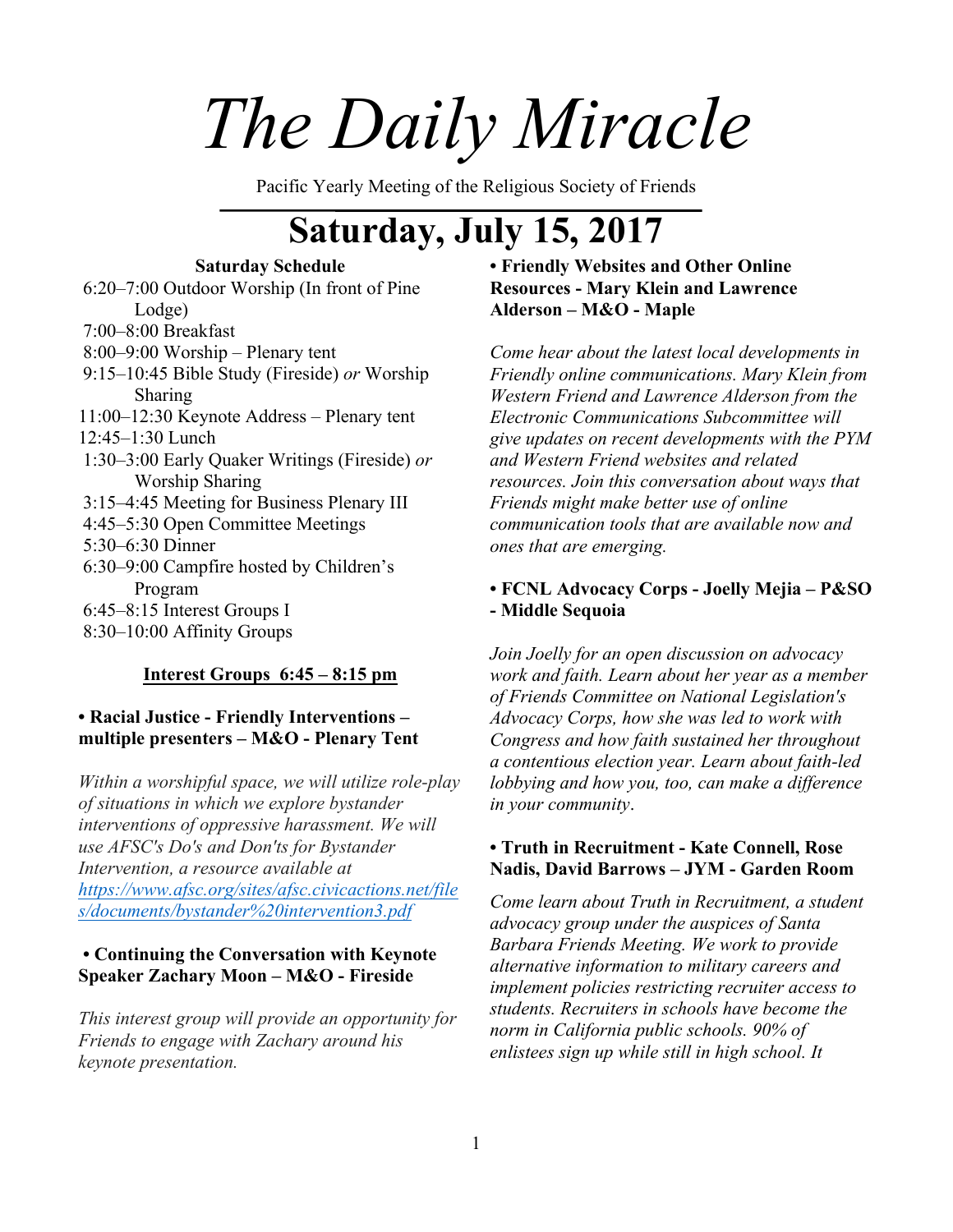# The Daily Miracle

Pacific Yearly Meeting of the Religious Society of Friends

## Saturday, July 15, 2017

**Saturday Schedule**

- 6:20–7:00 Outdoor Worship (In front of Pine Lodge)
- 7:00–8:00 Breakfast
- 8:00–9:00 Worship – Plenary tent
- 9:15–10:45 Bible Study (Fireside) *or* Worship Sharing
- 11:00–12:30 Keynote Address – Plenary tent
- 12:45–1:30 Lunch
- 1:30–3:00 Early Quaker Writings (Fireside) *or* Worship Sharing
- 3:15–4:45 Meeting for Business Plenary III
- 4:45–5:30 Open Committee Meetings
- 5:30–6:30 Dinner
- 6:30–9:00 Campfire hosted by Children's Program
- 6:45–8:15 Interest Groups I
- 8:30–10:00 Affinity Groups

### Interest Groups 6:45 – 8:15 pm

**• Racial Justice - Friendly Interventions – multiple presenters – M&O - Plenary Tent**

*Within a worshipful space, we will utilize role-play of situations in which we explore bystander interventions of oppressive harassment. We will use AFSC's Do's and Don'ts for Bystander Intervention, a resource available at [https://www.afsc.org/sites/afsc.civicactions.net/files/documents/bystander%20intervention3.pdf](https://www.afsc.org/sites/afsc.civicactions.net/files/documents/bystander%20intervention3.pdf)*

**• Continuing the Conversation with Keynote Speaker Zachary Moon – M&O - Fireside**

*This interest group will provide an opportunity for Friends to engage with Zachary around his keynote presentation.*

**• Friendly Websites and Other Online Resources - Mary Klein and Lawrence Alderson – M&O - Maple**

*Come hear about the latest local developments in Friendly online communications. Mary Klein from Western Friend and Lawrence Alderson from the Electronic Communications Subcommittee will give updates on recent developments with the PYM and Western Friend websites and related resources. Join this conversation about ways that Friends might make better use of online communication tools that are available now and ones that are emerging.*

**• FCNL Advocacy Corps - Joelly Mejia – P&SO - Middle Sequoia**

*Join Joelly for an open discussion on advocacy work and faith. Learn about her year as a member of Friends Committee on National Legislation's Advocacy Corps, how she was led to work with Congress and how faith sustained her throughout a contentious election year. Learn about faith-led lobbying and how you, too, can make a difference in your community.*

**• Truth in Recruitment - Kate Connell, Rose Nadis, David Barrows – JYM - Garden Room**

*Come learn about Truth in Recruitment, a student advocacy group under the auspices of Santa Barbara Friends Meeting. We work to provide alternative information to military careers and implement policies restricting recruiter access to students. Recruiters in schools have become the norm in California public schools. 90% of enlistees sign up while still in high school. It*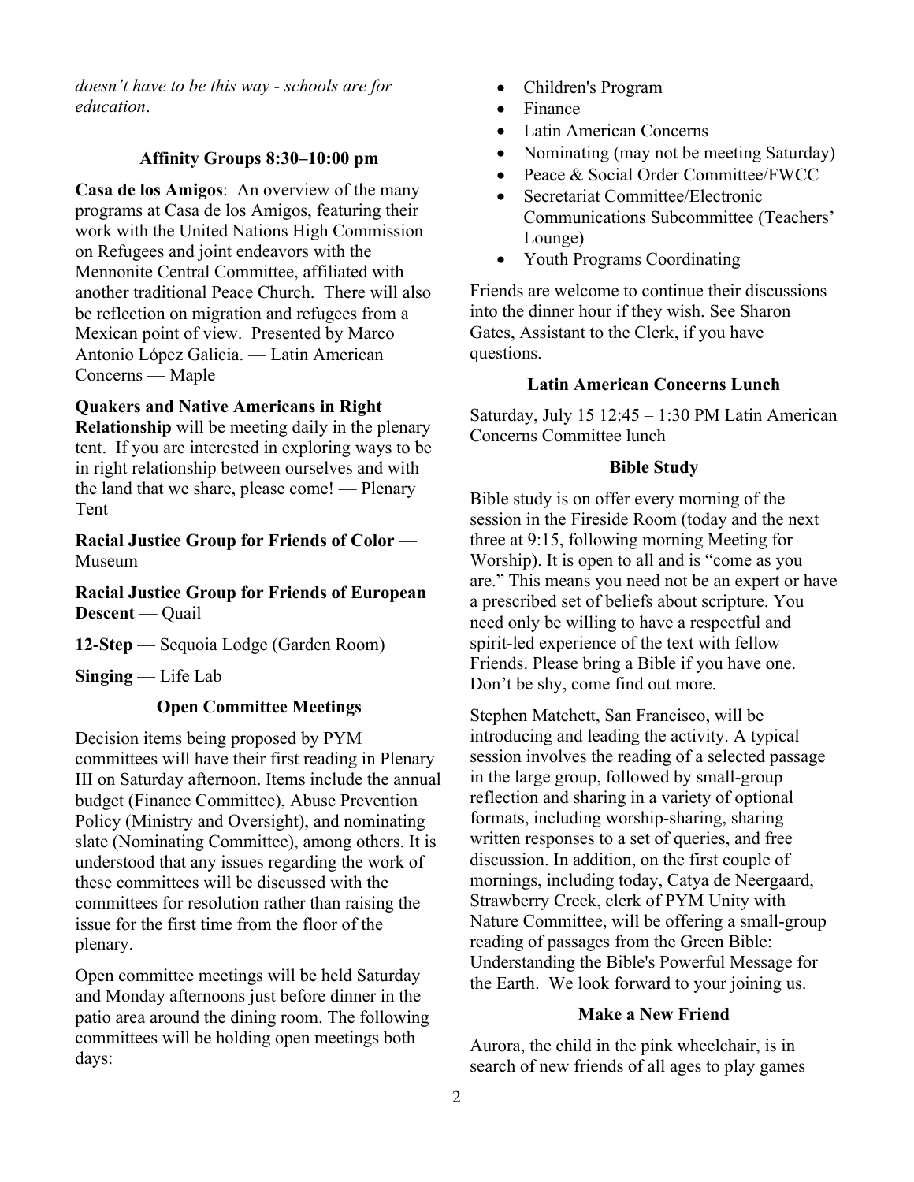*doesn't have to be this way - schools are for education*.

### Affinity Groups 8:30–10:00 pm

**Casa de los Amigos**: An overview of the many programs at Casa de los Amigos, featuring their work with the United Nations High Commission on Refugees and joint endeavors with the Mennonite Central Committee, affiliated with another traditional Peace Church. There will also be reflection on migration and refugees from a Mexican point of view. Presented by Marco Antonio López Galicia. — Latin American Concerns — Maple

**Quakers and Native Americans in Right Relationship** will be meeting daily in the plenary tent. If you are interested in exploring ways to be in right relationship between ourselves and with the land that we share, please come! — Plenary Tent

**Racial Justice Group for Friends of Color** — Museum

**Racial Justice Group for Friends of European Descent** — Quail

**12-Step** — Sequoia Lodge (Garden Room)

**Singing** — Life Lab

### Open Committee Meetings

Decision items being proposed by PYM committees will have their first reading in Plenary III on Saturday afternoon. Items include the annual budget (Finance Committee), Abuse Prevention Policy (Ministry and Oversight), and nominating slate (Nominating Committee), among others. It is understood that any issues regarding the work of these committees will be discussed with the committees for resolution rather than raising the issue for the first time from the floor of the plenary.

Open committee meetings will be held Saturday and Monday afternoons just before dinner in the patio area around the dining room. The following committees will be holding open meetings both days:

- Children's Program
- Finance
- Latin American Concerns
- Nominating (may not be meeting Saturday)
- Peace & Social Order Committee/FWCC
- Secretariat Committee/Electronic Communications Subcommittee (Teachers' Lounge)
- Youth Programs Coordinating

Friends are welcome to continue their discussions into the dinner hour if they wish. See Sharon Gates, Assistant to the Clerk, if you have questions.

### Latin American Concerns Lunch

Saturday, July 15 12:45 – 1:30 PM Latin American Concerns Committee lunch

### Bible Study

Bible study is on offer every morning of the session in the Fireside Room (today and the next three at 9:15, following morning Meeting for Worship). It is open to all and is "come as you are." This means you need not be an expert or have a prescribed set of beliefs about scripture. You need only be willing to have a respectful and spirit-led experience of the text with fellow Friends. Please bring a Bible if you have one. Don't be shy, come find out more.

Stephen Matchett, San Francisco, will be introducing and leading the activity. A typical session involves the reading of a selected passage in the large group, followed by small-group reflection and sharing in a variety of optional formats, including worship-sharing, sharing written responses to a set of queries, and free discussion. In addition, on the first couple of mornings, including today, Catya de Neergaard, Strawberry Creek, clerk of PYM Unity with Nature Committee, will be offering a small-group reading of passages from the Green Bible: Understanding the Bible's Powerful Message for the Earth. We look forward to your joining us.

### Make a New Friend

Aurora, the child in the pink wheelchair, is in search of new friends of all ages to play games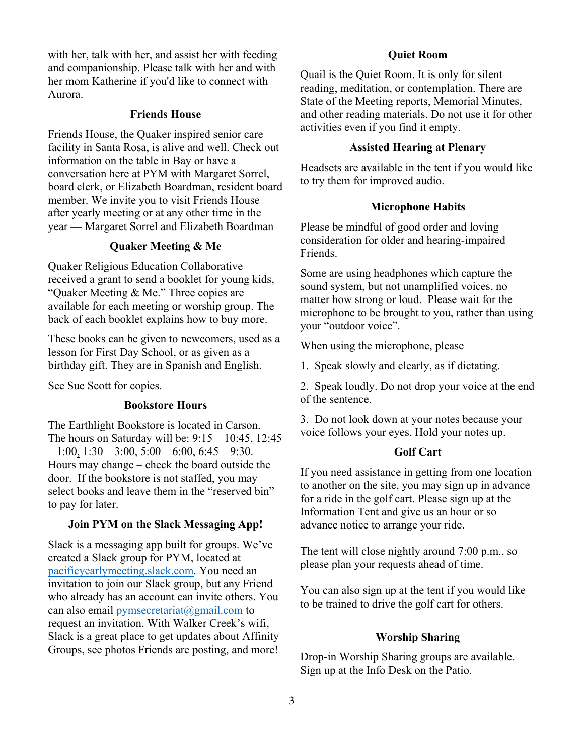with her, talk with her, and assist her with feeding and companionship. Please talk with her and with her mom Katherine if you'd like to connect with Aurora.

### Friends House

Friends House, the Quaker inspired senior care facility in Santa Rosa, is alive and well. Check out information on the table in Bay or have a conversation here at PYM with Margaret Sorrel, board clerk, or Elizabeth Boardman, resident board member. We invite you to visit Friends House after yearly meeting or at any other time in the year — Margaret Sorrel and Elizabeth Boardman

### Quaker Meeting & Me

Quaker Religious Education Collaborative received a grant to send a booklet for young kids, "Quaker Meeting & Me." Three copies are available for each meeting or worship group. The back of each booklet explains how to buy more.

These books can be given to newcomers, used as a lesson for First Day School, or as given as a birthday gift. They are in Spanish and English.

See Sue Scott for copies.

### Bookstore Hours

The Earthlight Bookstore is located in Carson. The hours on Saturday will be: 9:15 – 10:45, 12:45 – 1:00, 1:30 – 3:00, 5:00 – 6:00, 6:45 – 9:30. Hours may change – check the board outside the door. If the bookstore is not staffed, you may select books and leave them in the "reserved bin" to pay for later.

### Join PYM on the Slack Messaging App!

Slack is a messaging app built for groups. We've created a Slack group for PYM, located at pacificyearlymeeting.slack.com. You need an invitation to join our Slack group, but any Friend who already has an account can invite others. You can also email pymsecretariat@gmail.com to request an invitation. With Walker Creek's wifi, Slack is a great place to get updates about Affinity Groups, see photos Friends are posting, and more!

### Quiet Room

Quail is the Quiet Room. It is only for silent reading, meditation, or contemplation. There are State of the Meeting reports, Memorial Minutes, and other reading materials. Do not use it for other activities even if you find it empty.

### Assisted Hearing at Plenary

Headsets are available in the tent if you would like to try them for improved audio.

### Microphone Habits

Please be mindful of good order and loving consideration for older and hearing-impaired Friends.

Some are using headphones which capture the sound system, but not unamplified voices, no matter how strong or loud. Please wait for the microphone to be brought to you, rather than using your "outdoor voice".

When using the microphone, please

1. Speak slowly and clearly, as if dictating.
2. Speak loudly. Do not drop your voice at the end of the sentence.
3. Do not look down at your notes because your voice follows your eyes. Hold your notes up.

### Golf Cart

If you need assistance in getting from one location to another on the site, you may sign up in advance for a ride in the golf cart. Please sign up at the Information Tent and give us an hour or so advance notice to arrange your ride.

The tent will close nightly around 7:00 p.m., so please plan your requests ahead of time.

You can also sign up at the tent if you would like to be trained to drive the golf cart for others.

### Worship Sharing

Drop-in Worship Sharing groups are available. Sign up at the Info Desk on the Patio.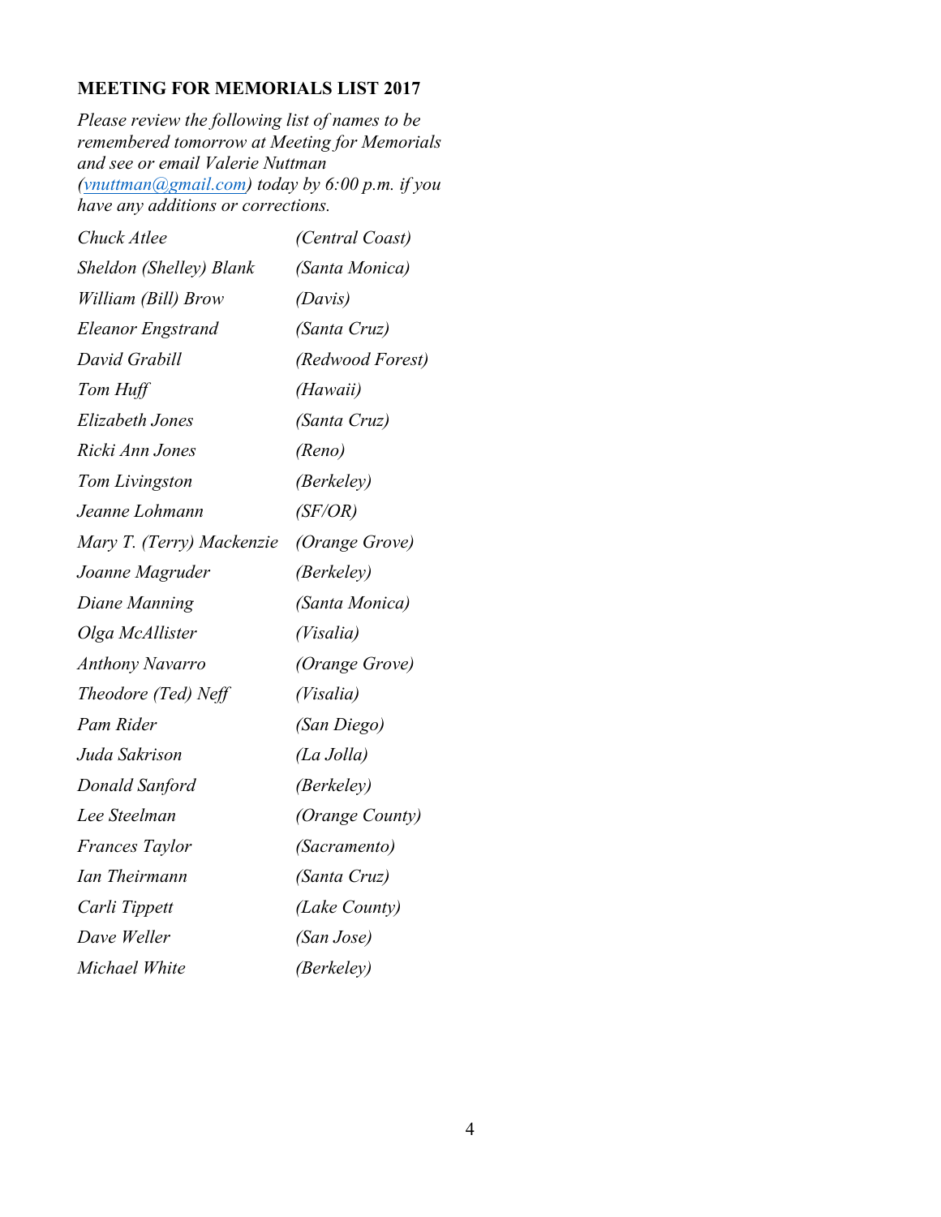**MEETING FOR MEMORIALS LIST 2017**

*Please review the following list of names to be remembered tomorrow at Meeting for Memorials and see or email Valerie Nuttman (vnuttman@gmail.com) today by 6:00 p.m. if you have any additions or corrections.*

| | |
|---|---|
| *Chuck Atlee* | *(Central Coast)* |
| *Sheldon (Shelley) Blank* | *(Santa Monica)* |
| *William (Bill) Brow* | *(Davis)* |
| *Eleanor Engstrand* | *(Santa Cruz)* |
| *David Grabill* | *(Redwood Forest)* |
| *Tom Huff* | *(Hawaii)* |
| *Elizabeth Jones* | *(Santa Cruz)* |
| *Ricki Ann Jones* | *(Reno)* |
| *Tom Livingston* | *(Berkeley)* |
| *Jeanne Lohmann* | *(SF/OR)* |
| *Mary T. (Terry) Mackenzie* | *(Orange Grove)* |
| *Joanne Magruder* | *(Berkeley)* |
| *Diane Manning* | *(Santa Monica)* |
| *Olga McAllister* | *(Visalia)* |
| *Anthony Navarro* | *(Orange Grove)* |
| *Theodore (Ted) Neff* | *(Visalia)* |
| *Pam Rider* | *(San Diego)* |
| *Juda Sakrison* | *(La Jolla)* |
| *Donald Sanford* | *(Berkeley)* |
| *Lee Steelman* | *(Orange County)* |
| *Frances Taylor* | *(Sacramento)* |
| *Ian Theirmann* | *(Santa Cruz)* |
| *Carli Tippett* | *(Lake County)* |
| *Dave Weller* | *(San Jose)* |
| *Michael White* | *(Berkeley)* |